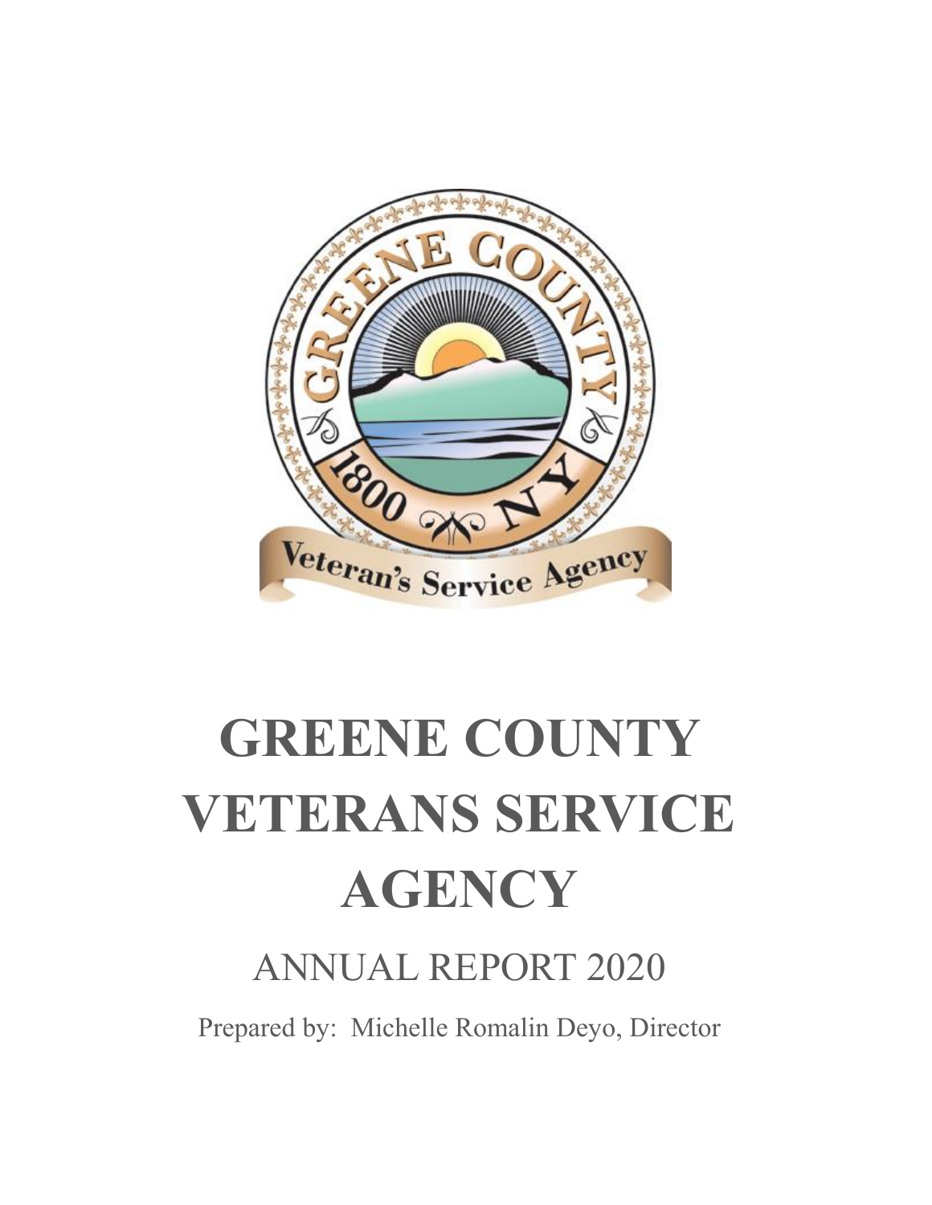# GREENE COUNTY VETERANS SERVICE AGENCY

ANNUAL REPORT 2020

Prepared by: Michelle Romalin Deyo, Director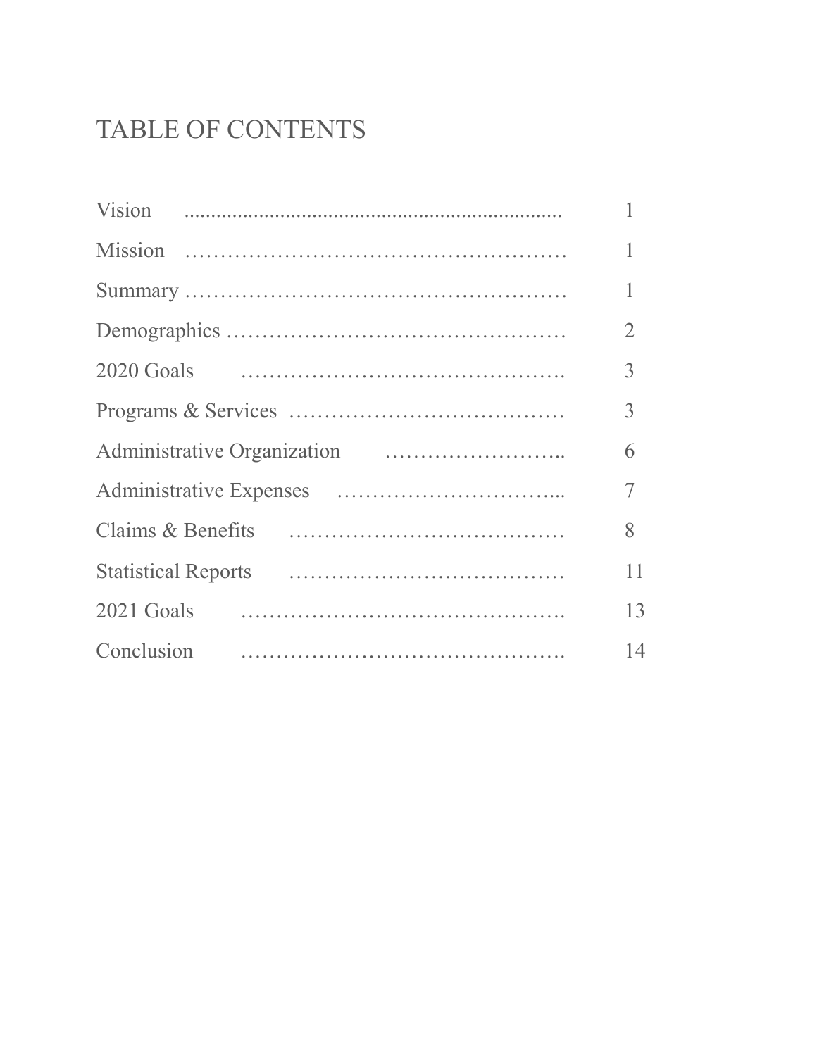# TABLE OF CONTENTS

| | |
|---|---|
| Vision | 1 |
| Mission | 1 |
| Summary | 1 |
| Demographics | 2 |
| 2020 Goals | 3 |
| Programs & Services | 3 |
| Administrative Organization | 6 |
| Administrative Expenses | 7 |
| Claims & Benefits | 8 |
| Statistical Reports | 11 |
| 2021 Goals | 13 |
| Conclusion | 14 |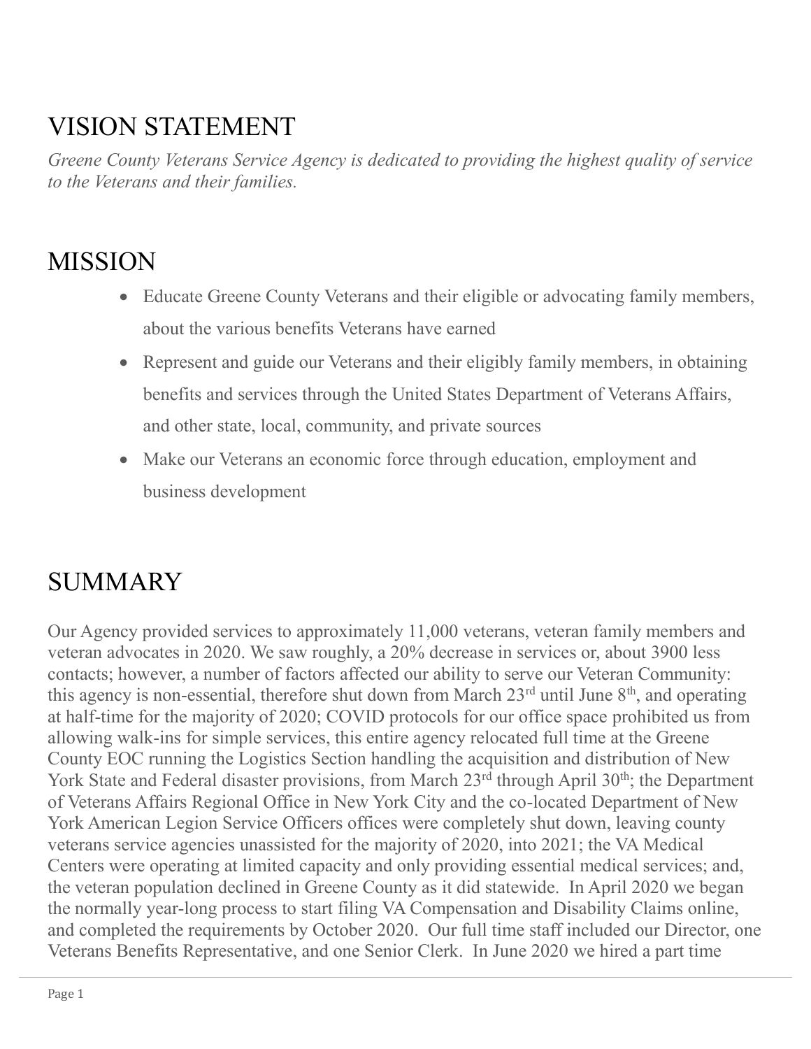# VISION STATEMENT

*Greene County Veterans Service Agency is dedicated to providing the highest quality of service to the Veterans and their families.*

# MISSION

- Educate Greene County Veterans and their eligible or advocating family members, about the various benefits Veterans have earned
- Represent and guide our Veterans and their eligibly family members, in obtaining benefits and services through the United States Department of Veterans Affairs, and other state, local, community, and private sources
- Make our Veterans an economic force through education, employment and business development

# SUMMARY

Our Agency provided services to approximately 11,000 veterans, veteran family members and veteran advocates in 2020. We saw roughly, a 20% decrease in services or, about 3900 less contacts; however, a number of factors affected our ability to serve our Veteran Community: this agency is non-essential, therefore shut down from March 23rd until June 8th, and operating at half-time for the majority of 2020; COVID protocols for our office space prohibited us from allowing walk-ins for simple services, this entire agency relocated full time at the Greene County EOC running the Logistics Section handling the acquisition and distribution of New York State and Federal disaster provisions, from March 23rd through April 30th; the Department of Veterans Affairs Regional Office in New York City and the co-located Department of New York American Legion Service Officers offices were completely shut down, leaving county veterans service agencies unassisted for the majority of 2020, into 2021; the VA Medical Centers were operating at limited capacity and only providing essential medical services; and, the veteran population declined in Greene County as it did statewide. In April 2020 we began the normally year-long process to start filing VA Compensation and Disability Claims online, and completed the requirements by October 2020. Our full time staff included our Director, one Veterans Benefits Representative, and one Senior Clerk. In June 2020 we hired a part time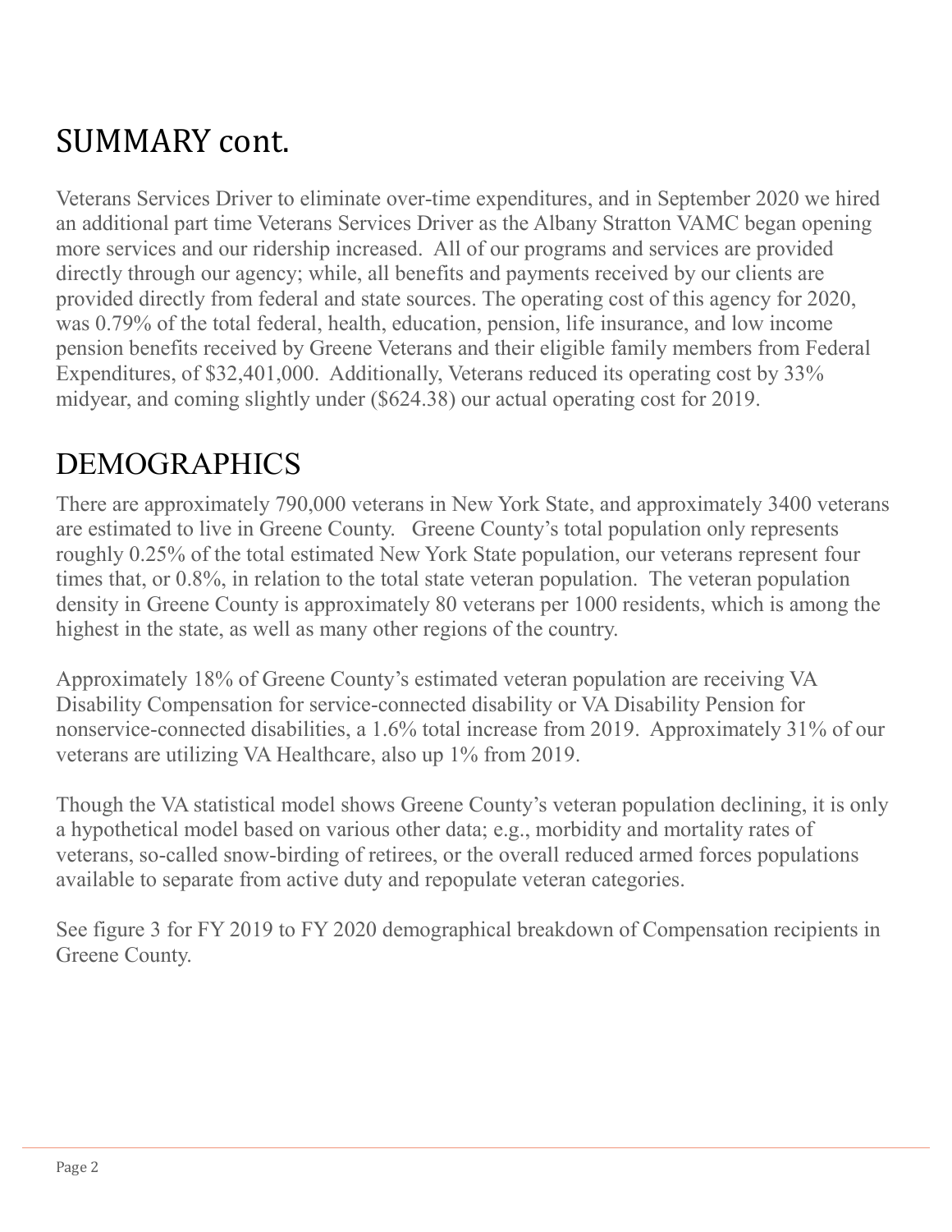# SUMMARY cont.

Veterans Services Driver to eliminate over-time expenditures, and in September 2020 we hired an additional part time Veterans Services Driver as the Albany Stratton VAMC began opening more services and our ridership increased. All of our programs and services are provided directly through our agency; while, all benefits and payments received by our clients are provided directly from federal and state sources. The operating cost of this agency for 2020, was 0.79% of the total federal, health, education, pension, life insurance, and low income pension benefits received by Greene Veterans and their eligible family members from Federal Expenditures, of $32,401,000. Additionally, Veterans reduced its operating cost by 33% midyear, and coming slightly under ($624.38) our actual operating cost for 2019.

# DEMOGRAPHICS

There are approximately 790,000 veterans in New York State, and approximately 3400 veterans are estimated to live in Greene County. Greene County's total population only represents roughly 0.25% of the total estimated New York State population, our veterans represent four times that, or 0.8%, in relation to the total state veteran population. The veteran population density in Greene County is approximately 80 veterans per 1000 residents, which is among the highest in the state, as well as many other regions of the country.

Approximately 18% of Greene County's estimated veteran population are receiving VA Disability Compensation for service-connected disability or VA Disability Pension for nonservice-connected disabilities, a 1.6% total increase from 2019. Approximately 31% of our veterans are utilizing VA Healthcare, also up 1% from 2019.

Though the VA statistical model shows Greene County's veteran population declining, it is only a hypothetical model based on various other data; e.g., morbidity and mortality rates of veterans, so-called snow-birding of retirees, or the overall reduced armed forces populations available to separate from active duty and repopulate veteran categories.

See figure 3 for FY 2019 to FY 2020 demographical breakdown of Compensation recipients in Greene County.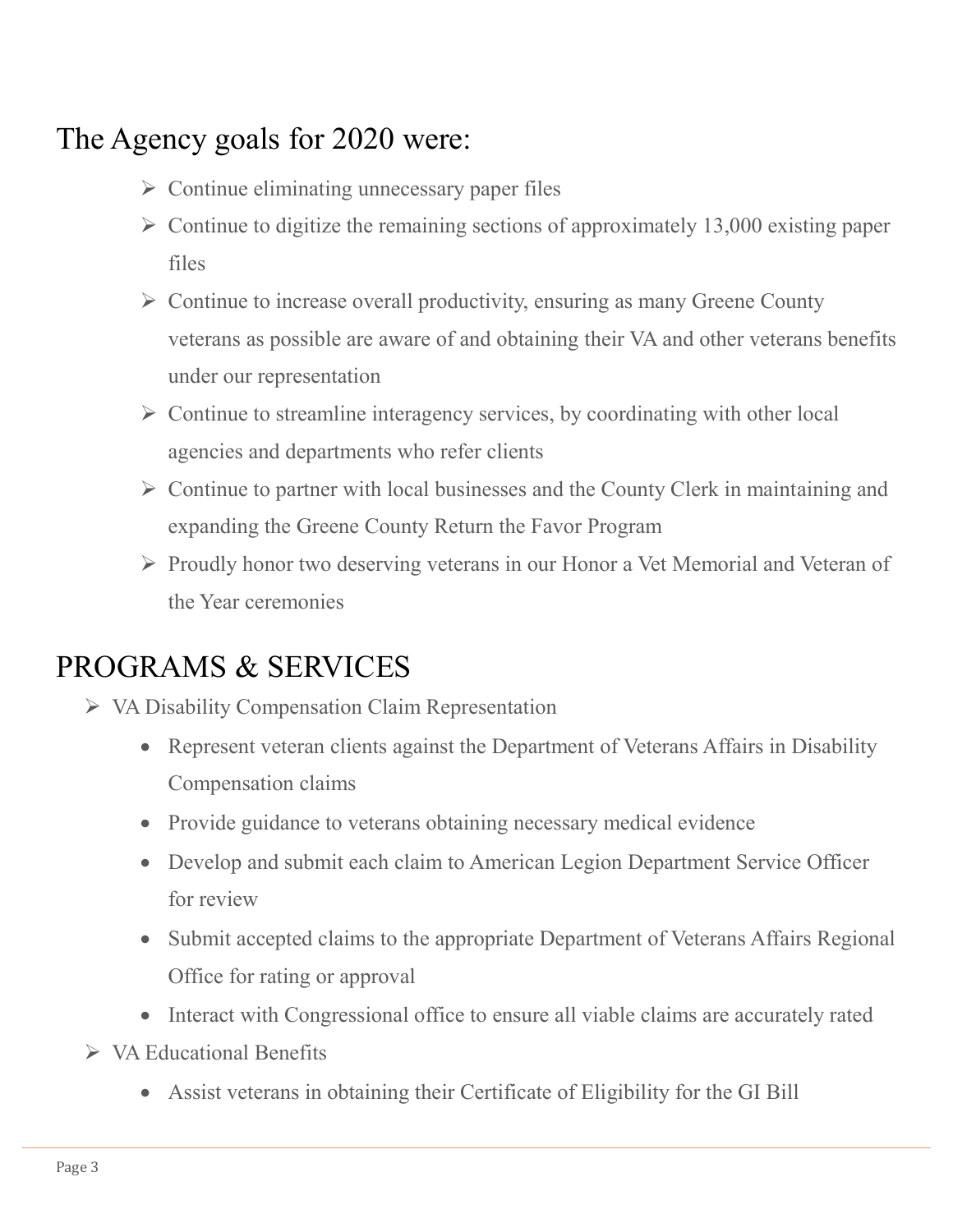## The Agency goals for 2020 were:

- Continue eliminating unnecessary paper files
- Continue to digitize the remaining sections of approximately 13,000 existing paper files
- Continue to increase overall productivity, ensuring as many Greene County veterans as possible are aware of and obtaining their VA and other veterans benefits under our representation
- Continue to streamline interagency services, by coordinating with other local agencies and departments who refer clients
- Continue to partner with local businesses and the County Clerk in maintaining and expanding the Greene County Return the Favor Program
- Proudly honor two deserving veterans in our Honor a Vet Memorial and Veteran of the Year ceremonies

## PROGRAMS & SERVICES

- VA Disability Compensation Claim Representation
  - Represent veteran clients against the Department of Veterans Affairs in Disability Compensation claims
  - Provide guidance to veterans obtaining necessary medical evidence
  - Develop and submit each claim to American Legion Department Service Officer for review
  - Submit accepted claims to the appropriate Department of Veterans Affairs Regional Office for rating or approval
  - Interact with Congressional office to ensure all viable claims are accurately rated
- VA Educational Benefits
  - Assist veterans in obtaining their Certificate of Eligibility for the GI Bill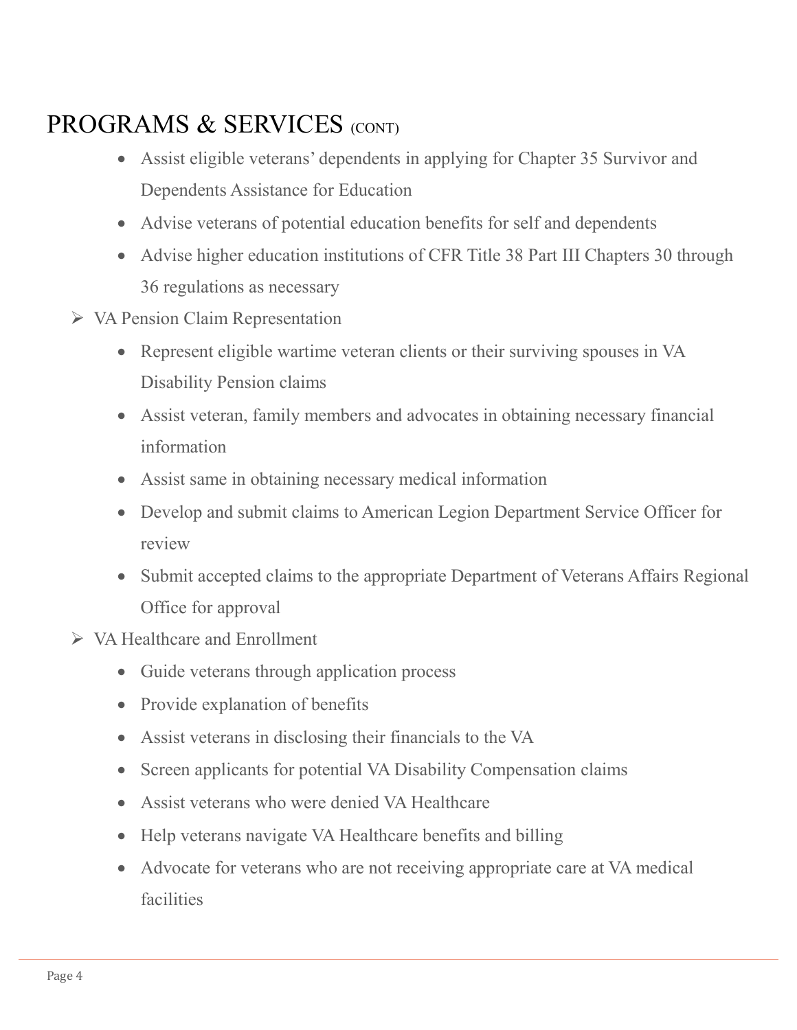# PROGRAMS & SERVICES (CONT)

- Assist eligible veterans' dependents in applying for Chapter 35 Survivor and Dependents Assistance for Education
- Advise veterans of potential education benefits for self and dependents
- Advise higher education institutions of CFR Title 38 Part III Chapters 30 through 36 regulations as necessary

- VA Pension Claim Representation
  - Represent eligible wartime veteran clients or their surviving spouses in VA Disability Pension claims
  - Assist veteran, family members and advocates in obtaining necessary financial information
  - Assist same in obtaining necessary medical information
  - Develop and submit claims to American Legion Department Service Officer for review
  - Submit accepted claims to the appropriate Department of Veterans Affairs Regional Office for approval
- VA Healthcare and Enrollment
  - Guide veterans through application process
  - Provide explanation of benefits
  - Assist veterans in disclosing their financials to the VA
  - Screen applicants for potential VA Disability Compensation claims
  - Assist veterans who were denied VA Healthcare
  - Help veterans navigate VA Healthcare benefits and billing
  - Advocate for veterans who are not receiving appropriate care at VA medical facilities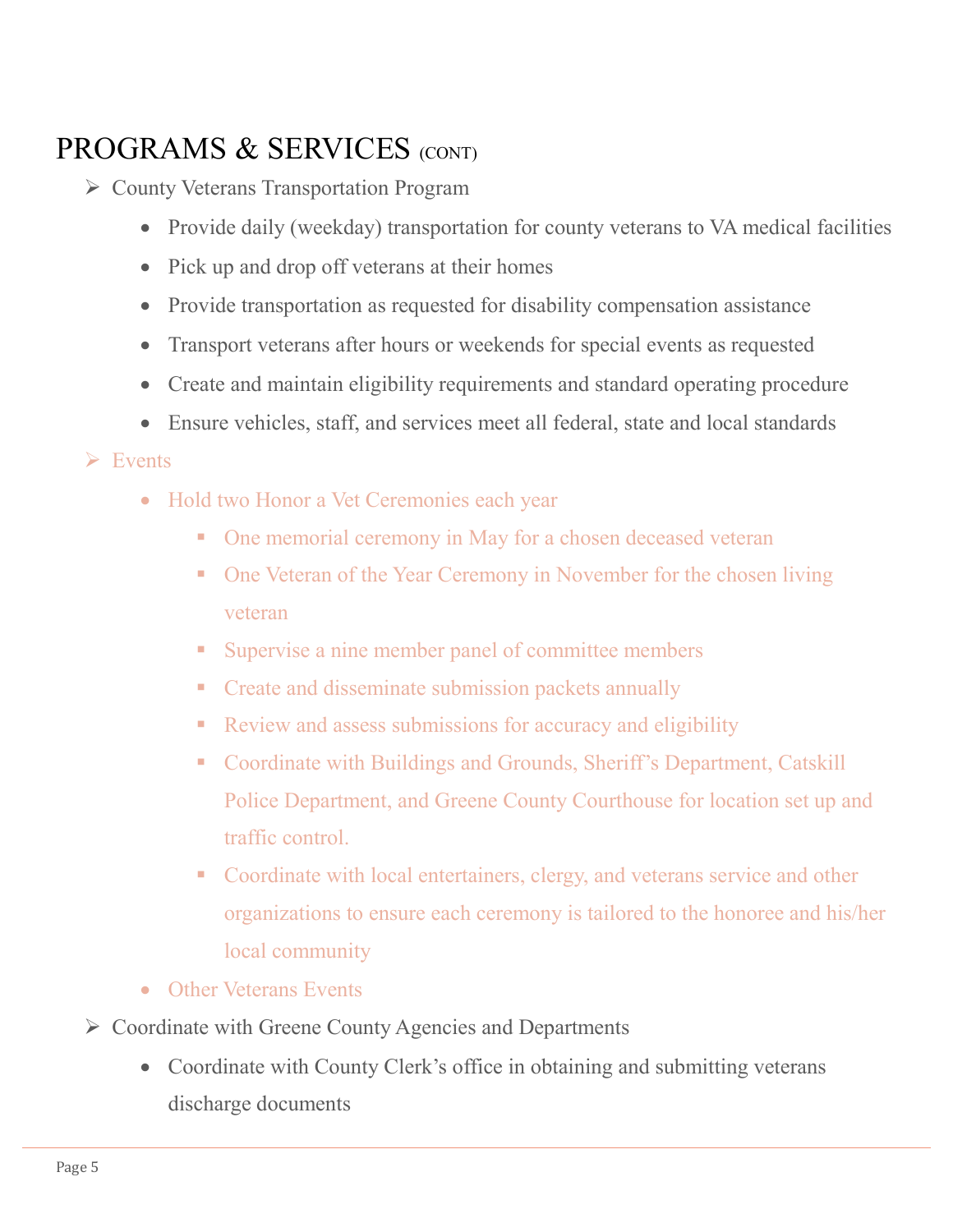# PROGRAMS & SERVICES (CONT)

- County Veterans Transportation Program
  - Provide daily (weekday) transportation for county veterans to VA medical facilities
  - Pick up and drop off veterans at their homes
  - Provide transportation as requested for disability compensation assistance
  - Transport veterans after hours or weekends for special events as requested
  - Create and maintain eligibility requirements and standard operating procedure
  - Ensure vehicles, staff, and services meet all federal, state and local standards
- Events
  - Hold two Honor a Vet Ceremonies each year
    - One memorial ceremony in May for a chosen deceased veteran
    - One Veteran of the Year Ceremony in November for the chosen living veteran
    - Supervise a nine member panel of committee members
    - Create and disseminate submission packets annually
    - Review and assess submissions for accuracy and eligibility
    - Coordinate with Buildings and Grounds, Sheriff's Department, Catskill Police Department, and Greene County Courthouse for location set up and traffic control.
    - Coordinate with local entertainers, clergy, and veterans service and other organizations to ensure each ceremony is tailored to the honoree and his/her local community
  - Other Veterans Events
- Coordinate with Greene County Agencies and Departments
  - Coordinate with County Clerk's office in obtaining and submitting veterans discharge documents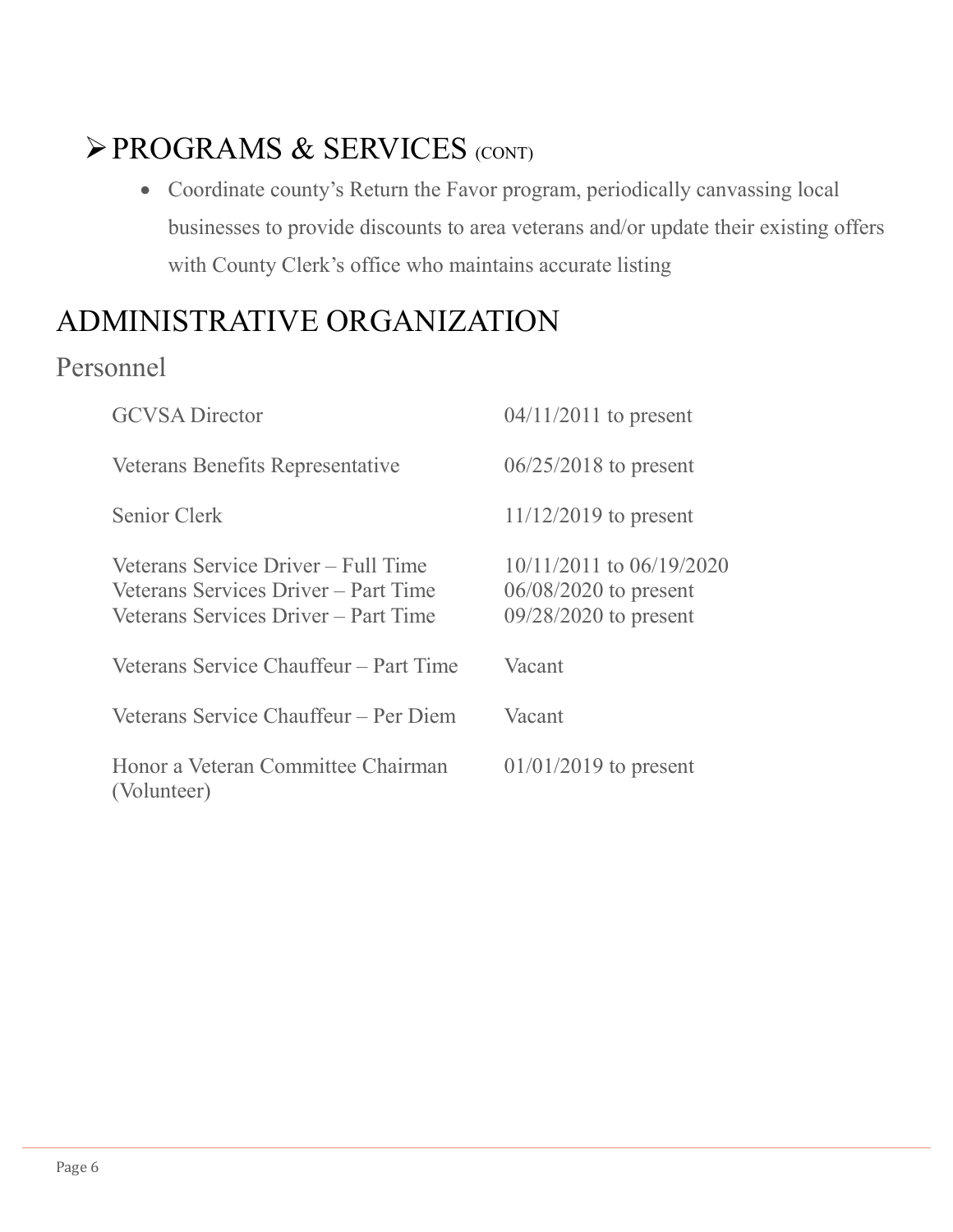## ➢ PROGRAMS & SERVICES (CONT)

- Coordinate county's Return the Favor program, periodically canvassing local businesses to provide discounts to area veterans and/or update their existing offers with County Clerk's office who maintains accurate listing

# ADMINISTRATIVE ORGANIZATION

## Personnel

| Position | Dates |
|---|---|
| GCVSA Director | 04/11/2011 to present |
| Veterans Benefits Representative | 06/25/2018 to present |
| Senior Clerk | 11/12/2019 to present |
| Veterans Service Driver – Full Time | 10/11/2011 to 06/19/2020 |
| Veterans Services Driver – Part Time | 06/08/2020 to present |
| Veterans Services Driver – Part Time | 09/28/2020 to present |
| Veterans Service Chauffeur – Part Time | Vacant |
| Veterans Service Chauffeur – Per Diem | Vacant |
| Honor a Veteran Committee Chairman (Volunteer) | 01/01/2019 to present |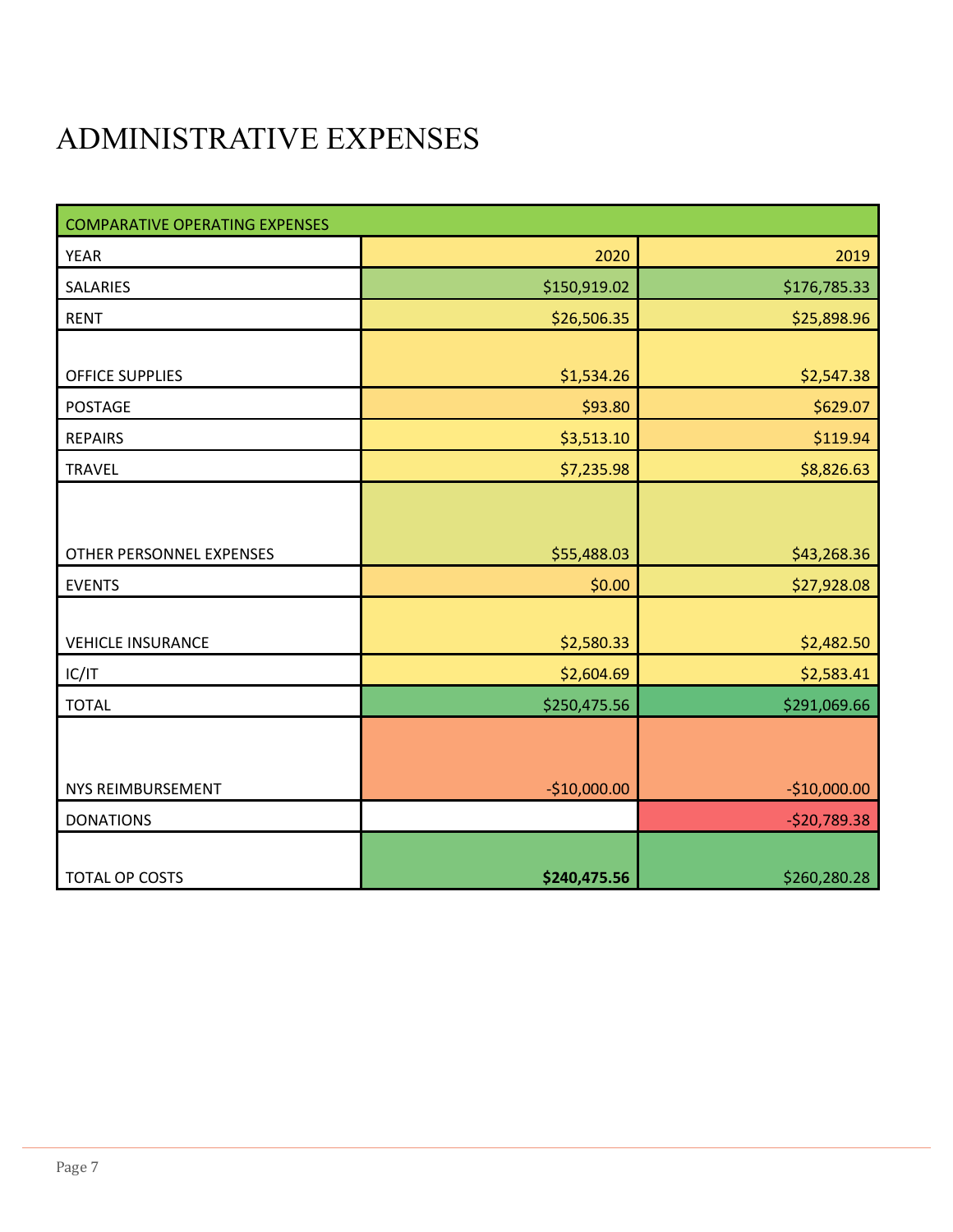# ADMINISTRATIVE EXPENSES

| COMPARATIVE OPERATING EXPENSES | | |
|---|---|---|
| YEAR | 2020 | 2019 |
| SALARIES | $150,919.02 | $176,785.33 |
| RENT | $26,506.35 | $25,898.96 |
| OFFICE SUPPLIES | $1,534.26 | $2,547.38 |
| POSTAGE | $93.80 | $629.07 |
| REPAIRS | $3,513.10 | $119.94 |
| TRAVEL | $7,235.98 | $8,826.63 |
| OTHER PERSONNEL EXPENSES | $55,488.03 | $43,268.36 |
| EVENTS | $0.00 | $27,928.08 |
| VEHICLE INSURANCE | $2,580.33 | $2,482.50 |
| IC/IT | $2,604.69 | $2,583.41 |
| TOTAL | $250,475.56 | $291,069.66 |
| NYS REIMBURSEMENT | -$10,000.00 | -$10,000.00 |
| DONATIONS | | -$20,789.38 |
| TOTAL OP COSTS | **$240,475.56** | $260,280.28 |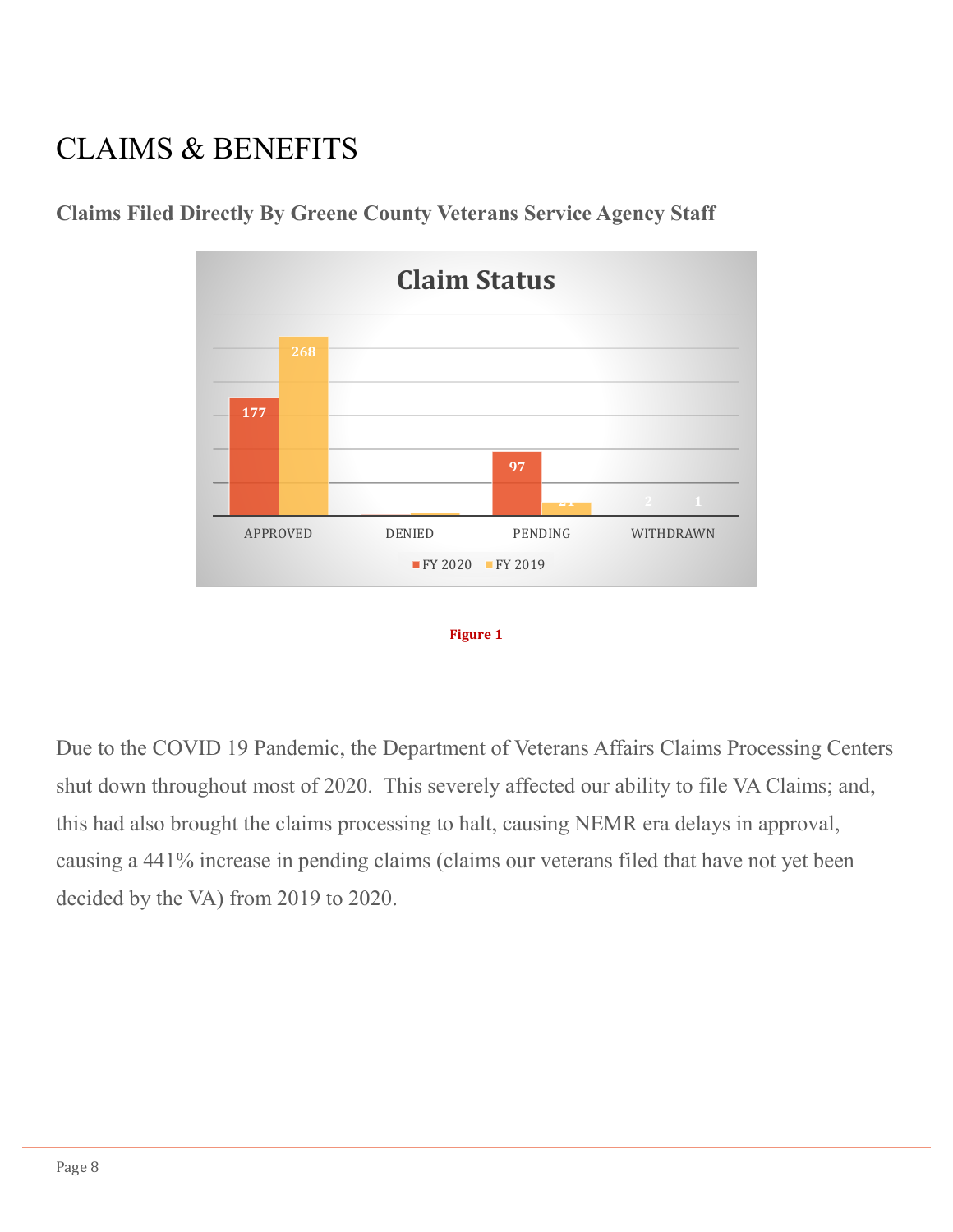# CLAIMS & BENEFITS

**Claims Filed Directly By Greene County Veterans Service Agency Staff**

**Claim Status**

| | FY 2020 | FY 2019 |
|---|---|---|
| APPROVED | 177 | 268 |
| DENIED | | |
| PENDING | 97 | 21 |
| WITHDRAWN | 2 | 1 |

**Figure 1**

Due to the COVID 19 Pandemic, the Department of Veterans Affairs Claims Processing Centers shut down throughout most of 2020. This severely affected our ability to file VA Claims; and, this had also brought the claims processing to halt, causing NEMR era delays in approval, causing a 441% increase in pending claims (claims our veterans filed that have not yet been decided by the VA) from 2019 to 2020.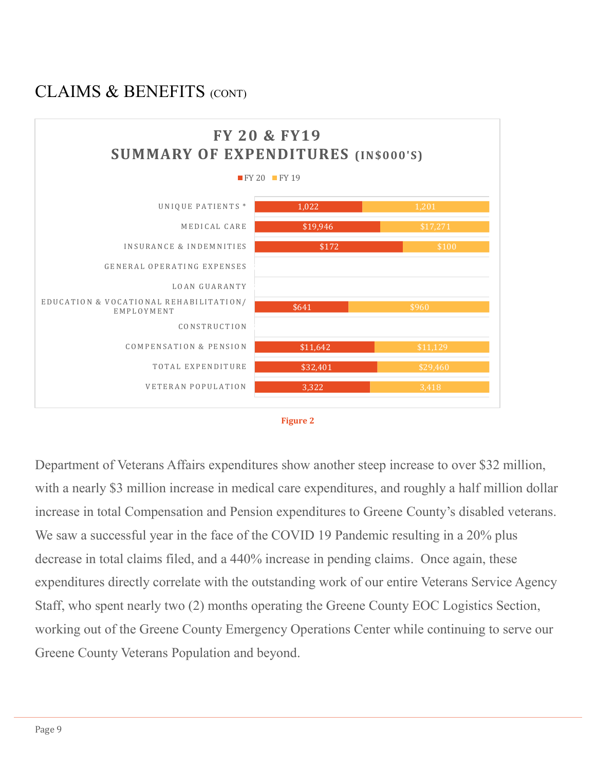# CLAIMS & BENEFITS (CONT)

**FY 20 & FY19**
**SUMMARY OF EXPENDITURES (IN$000'S)**

| | FY 20 | FY 19 |
|---|---|---|
| UNIQUE PATIENTS * | 1,022 | 1,201 |
| MEDICAL CARE | $19,946 | $17,271 |
| INSURANCE & INDEMNITIES | $172 | $100 |
| GENERAL OPERATING EXPENSES | | |
| LOAN GUARANTY | | |
| EDUCATION & VOCATIONAL REHABILITATION/ EMPLOYMENT | $641 | $960 |
| CONSTRUCTION | | |
| COMPENSATION & PENSION | $11,642 | $11,129 |
| TOTAL EXPENDITURE | $32,401 | $29,460 |
| VETERAN POPULATION | 3,322 | 3,418 |

Figure 2

Department of Veterans Affairs expenditures show another steep increase to over $32 million, with a nearly $3 million increase in medical care expenditures, and roughly a half million dollar increase in total Compensation and Pension expenditures to Greene County's disabled veterans. We saw a successful year in the face of the COVID 19 Pandemic resulting in a 20% plus decrease in total claims filed, and a 440% increase in pending claims. Once again, these expenditures directly correlate with the outstanding work of our entire Veterans Service Agency Staff, who spent nearly two (2) months operating the Greene County EOC Logistics Section, working out of the Greene County Emergency Operations Center while continuing to serve our Greene County Veterans Population and beyond.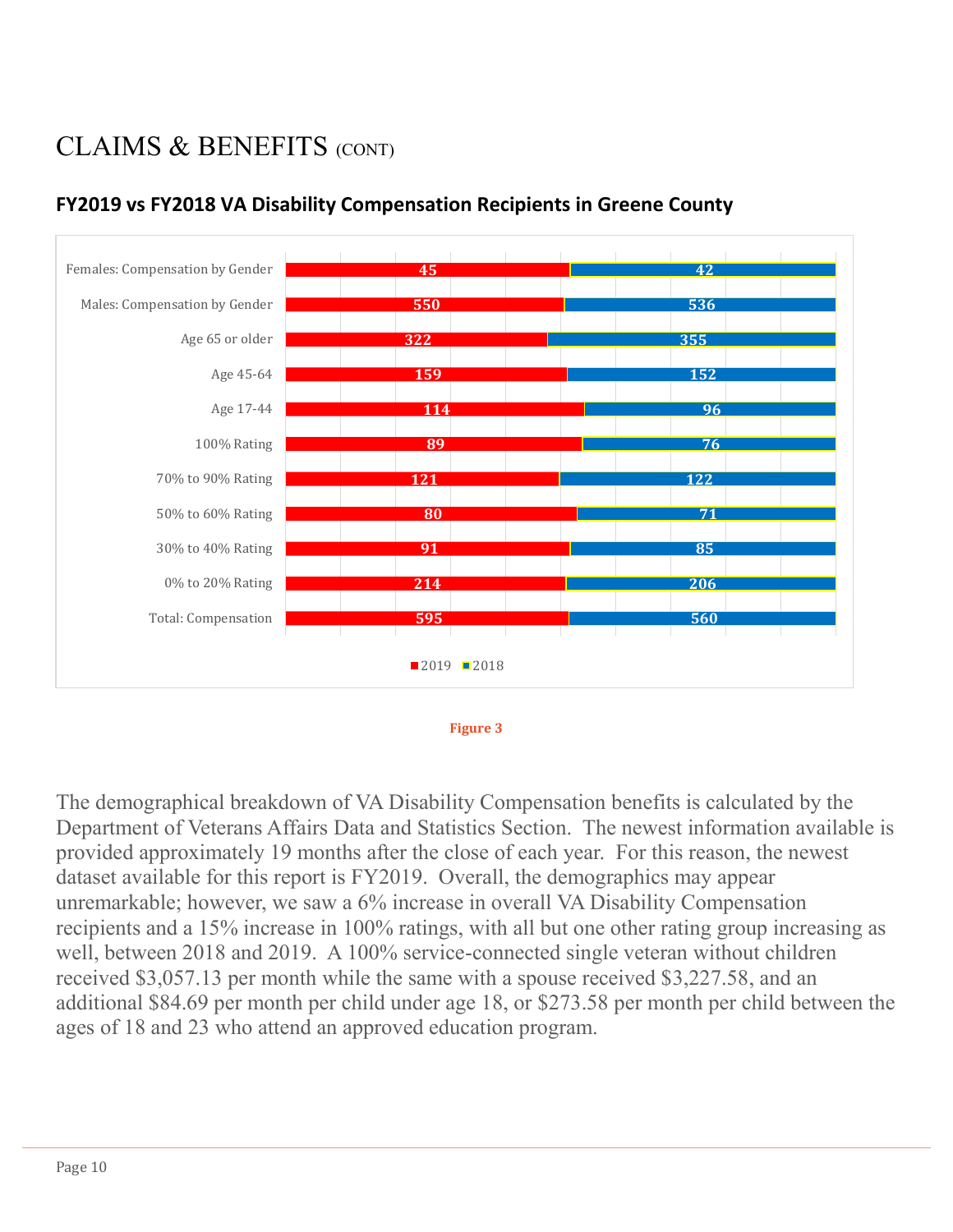# CLAIMS & BENEFITS (CONT)

## FY2019 vs FY2018 VA Disability Compensation Recipients in Greene County

| Category | 2019 | 2018 |
|---|---|---|
| Females: Compensation by Gender | 45 | 42 |
| Males: Compensation by Gender | 550 | 536 |
| Age 65 or older | 322 | 355 |
| Age 45-64 | 159 | 152 |
| Age 17-44 | 114 | 96 |
| 100% Rating | 89 | 76 |
| 70% to 90% Rating | 121 | 122 |
| 50% to 60% Rating | 80 | 71 |
| 30% to 40% Rating | 91 | 85 |
| 0% to 20% Rating | 214 | 206 |
| Total: Compensation | 595 | 560 |

Figure 3

The demographical breakdown of VA Disability Compensation benefits is calculated by the Department of Veterans Affairs Data and Statistics Section. The newest information available is provided approximately 19 months after the close of each year. For this reason, the newest dataset available for this report is FY2019. Overall, the demographics may appear unremarkable; however, we saw a 6% increase in overall VA Disability Compensation recipients and a 15% increase in 100% ratings, with all but one other rating group increasing as well, between 2018 and 2019. A 100% service-connected single veteran without children received $3,057.13 per month while the same with a spouse received $3,227.58, and an additional $84.69 per month per child under age 18, or $273.58 per month per child between the ages of 18 and 23 who attend an approved education program.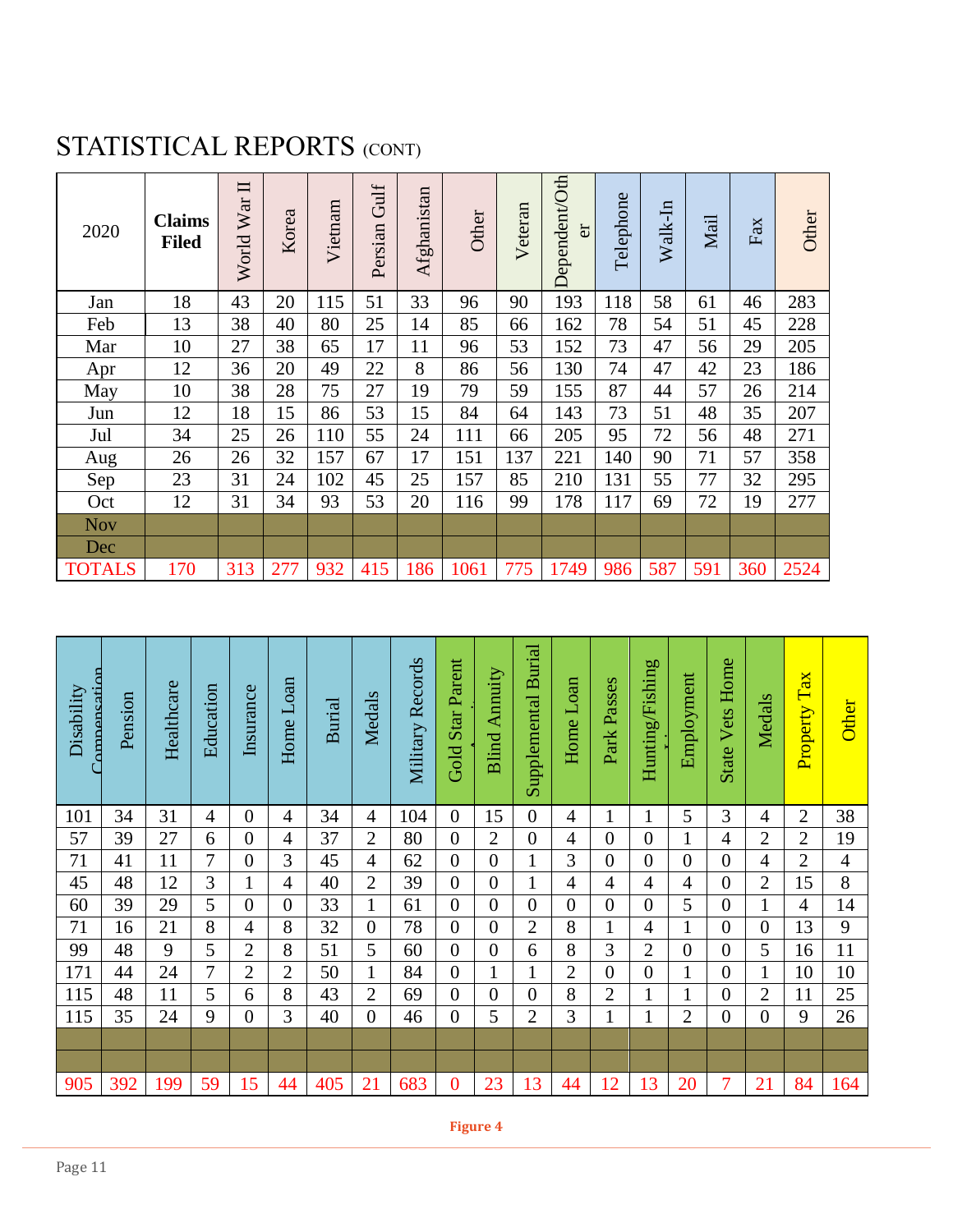# STATISTICAL REPORTS (CONT)

| 2020 | Claims Filed | World War II | Korea | Vietnam | Persian Gulf | Afghanistan | Other | Veteran | Dependent/Other | Telephone | Walk-In | Mail | Fax | Other |
|---|---|---|---|---|---|---|---|---|---|---|---|---|---|---|
| Jan | 18 | 43 | 20 | 115 | 51 | 33 | 96 | 90 | 193 | 118 | 58 | 61 | 46 | 283 |
| Feb | 13 | 38 | 40 | 80 | 25 | 14 | 85 | 66 | 162 | 78 | 54 | 51 | 45 | 228 |
| Mar | 10 | 27 | 38 | 65 | 17 | 11 | 96 | 53 | 152 | 73 | 47 | 56 | 29 | 205 |
| Apr | 12 | 36 | 20 | 49 | 22 | 8 | 86 | 56 | 130 | 74 | 47 | 42 | 23 | 186 |
| May | 10 | 38 | 28 | 75 | 27 | 19 | 79 | 59 | 155 | 87 | 44 | 57 | 26 | 214 |
| Jun | 12 | 18 | 15 | 86 | 53 | 15 | 84 | 64 | 143 | 73 | 51 | 48 | 35 | 207 |
| Jul | 34 | 25 | 26 | 110 | 55 | 24 | 111 | 66 | 205 | 95 | 72 | 56 | 48 | 271 |
| Aug | 26 | 26 | 32 | 157 | 67 | 17 | 151 | 137 | 221 | 140 | 90 | 71 | 57 | 358 |
| Sep | 23 | 31 | 24 | 102 | 45 | 25 | 157 | 85 | 210 | 131 | 55 | 77 | 32 | 295 |
| Oct | 12 | 31 | 34 | 93 | 53 | 20 | 116 | 99 | 178 | 117 | 69 | 72 | 19 | 277 |
| Nov | | | | | | | | | | | | | | |
| Dec | | | | | | | | | | | | | | |
| TOTALS | 170 | 313 | 277 | 932 | 415 | 186 | 1061 | 775 | 1749 | 986 | 587 | 591 | 360 | 2524 |

| Disability Compensation | Pension | Healthcare | Education | Insurance | Home Loan | Burial | Medals | Military Records | Gold Star Parent | Blind Annuity | Supplemental Burial | Home Loan | Park Passes | Hunting/Fishing | Employment | State Vets Home | Medals | Property Tax | Other |
|---|---|---|---|---|---|---|---|---|---|---|---|---|---|---|---|---|---|---|---|
| 101 | 34 | 31 | 4 | 0 | 4 | 34 | 4 | 104 | 0 | 15 | 0 | 4 | 1 | 1 | 5 | 3 | 4 | 2 | 38 |
| 57 | 39 | 27 | 6 | 0 | 4 | 37 | 2 | 80 | 0 | 2 | 0 | 4 | 0 | 0 | 1 | 4 | 2 | 2 | 19 |
| 71 | 41 | 11 | 7 | 0 | 3 | 45 | 4 | 62 | 0 | 0 | 1 | 3 | 0 | 0 | 0 | 0 | 4 | 2 | 4 |
| 45 | 48 | 12 | 3 | 1 | 4 | 40 | 2 | 39 | 0 | 0 | 1 | 4 | 4 | 4 | 4 | 0 | 2 | 15 | 8 |
| 60 | 39 | 29 | 5 | 0 | 0 | 33 | 1 | 61 | 0 | 0 | 0 | 0 | 0 | 0 | 5 | 0 | 1 | 4 | 14 |
| 71 | 16 | 21 | 8 | 4 | 8 | 32 | 0 | 78 | 0 | 0 | 2 | 8 | 1 | 4 | 1 | 0 | 0 | 13 | 9 |
| 99 | 48 | 9 | 5 | 2 | 8 | 51 | 5 | 60 | 0 | 0 | 6 | 8 | 3 | 2 | 0 | 0 | 5 | 16 | 11 |
| 171 | 44 | 24 | 7 | 2 | 2 | 50 | 1 | 84 | 0 | 1 | 1 | 2 | 0 | 0 | 1 | 0 | 1 | 10 | 10 |
| 115 | 48 | 11 | 5 | 6 | 8 | 43 | 2 | 69 | 0 | 0 | 0 | 8 | 2 | 1 | 1 | 0 | 2 | 11 | 25 |
| 115 | 35 | 24 | 9 | 0 | 3 | 40 | 0 | 46 | 0 | 5 | 2 | 3 | 1 | 1 | 2 | 0 | 0 | 9 | 26 |
| | | | | | | | | | | | | | | | | | | | |
| | | | | | | | | | | | | | | | | | | | |
| 905 | 392 | 199 | 59 | 15 | 44 | 405 | 21 | 683 | 0 | 23 | 13 | 44 | 12 | 13 | 20 | 7 | 21 | 84 | 164 |

Figure 4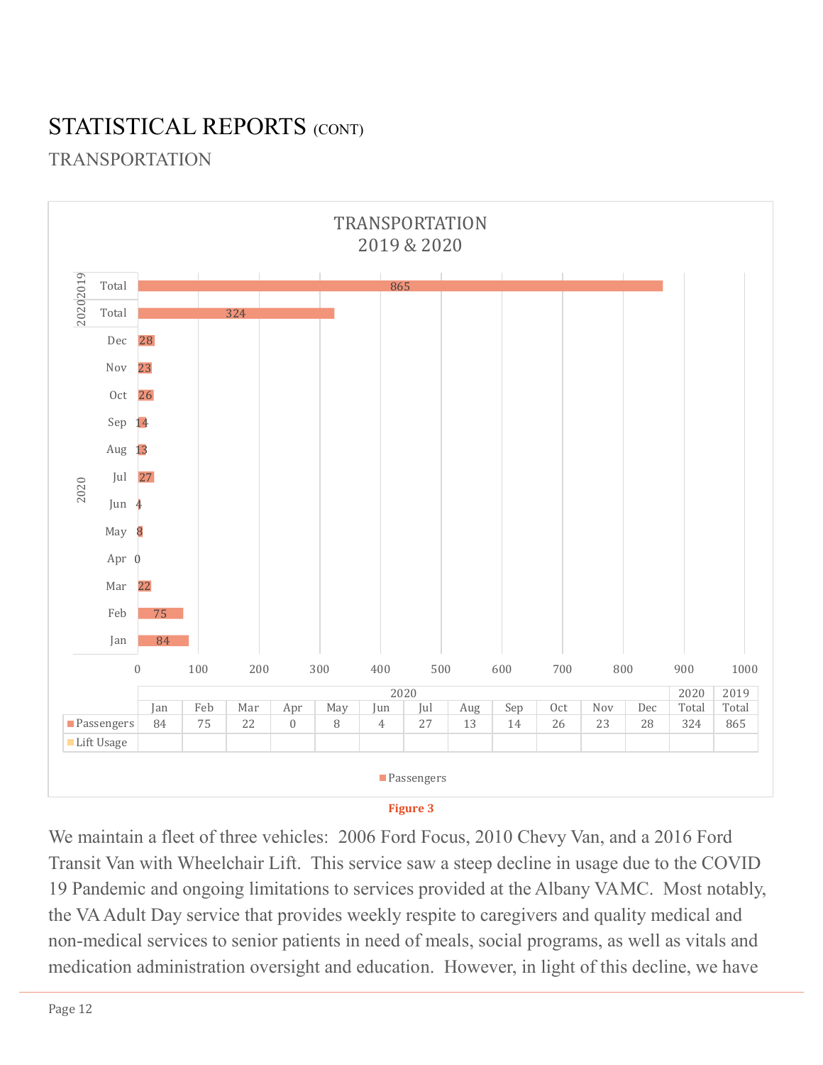# STATISTICAL REPORTS (CONT)

## TRANSPORTATION

**TRANSPORTATION 2019 & 2020**

| | 2020 | | | | | | | | | | | | 2020 | 2019 |
|---|---|---|---|---|---|---|---|---|---|---|---|---|---|---|
| | Jan | Feb | Mar | Apr | May | Jun | Jul | Aug | Sep | Oct | Nov | Dec | Total | Total |
| Passengers | 84 | 75 | 22 | 0 | 8 | 4 | 27 | 13 | 14 | 26 | 23 | 28 | 324 | 865 |
| Lift Usage | | | | | | | | | | | | | | |

Figure 3

We maintain a fleet of three vehicles: 2006 Ford Focus, 2010 Chevy Van, and a 2016 Ford Transit Van with Wheelchair Lift. This service saw a steep decline in usage due to the COVID 19 Pandemic and ongoing limitations to services provided at the Albany VAMC. Most notably, the VA Adult Day service that provides weekly respite to caregivers and quality medical and non-medical services to senior patients in need of meals, social programs, as well as vitals and medication administration oversight and education. However, in light of this decline, we have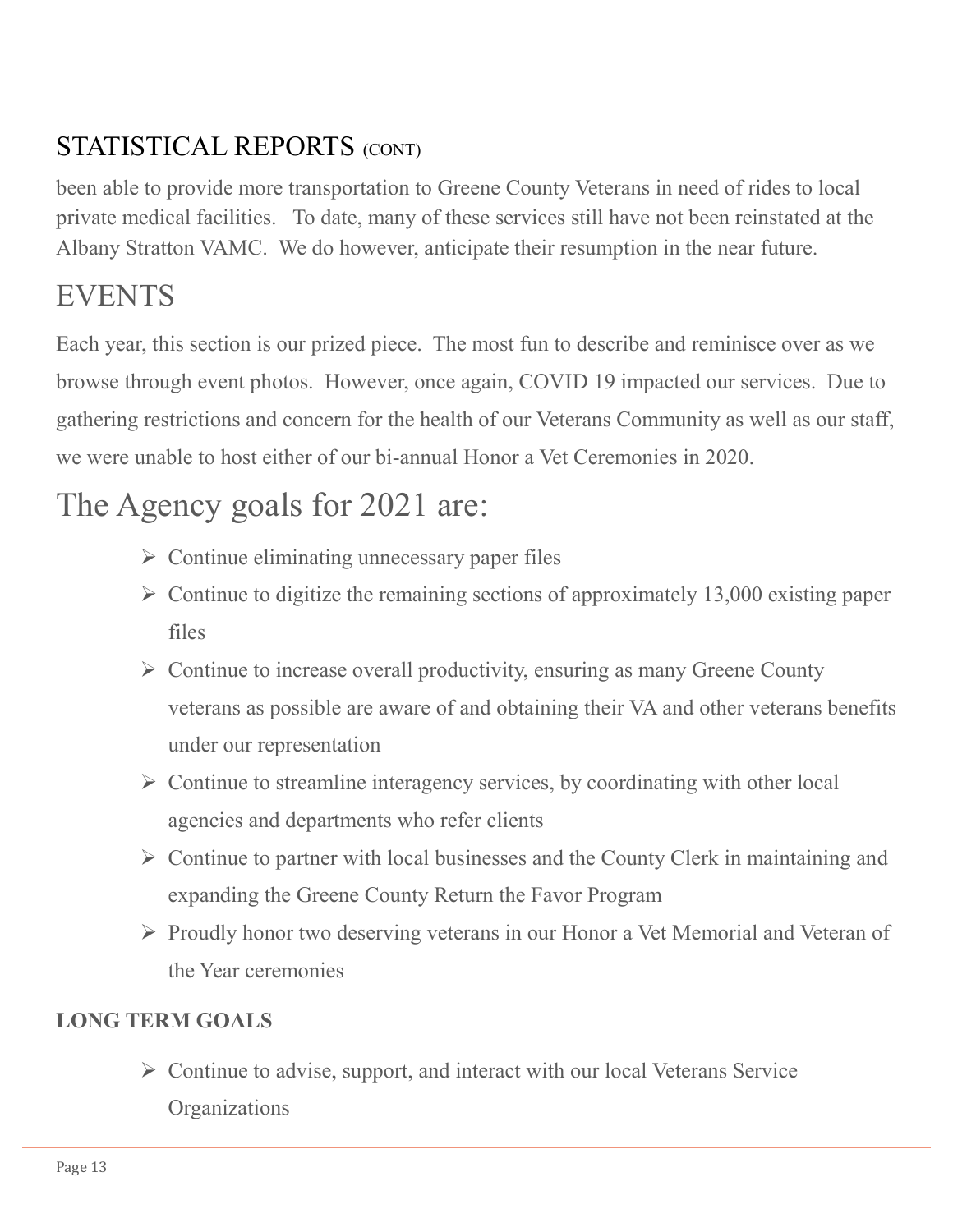## STATISTICAL REPORTS (CONT)

been able to provide more transportation to Greene County Veterans in need of rides to local private medical facilities. To date, many of these services still have not been reinstated at the Albany Stratton VAMC. We do however, anticipate their resumption in the near future.

## EVENTS

Each year, this section is our prized piece. The most fun to describe and reminisce over as we browse through event photos. However, once again, COVID 19 impacted our services. Due to gathering restrictions and concern for the health of our Veterans Community as well as our staff, we were unable to host either of our bi-annual Honor a Vet Ceremonies in 2020.

## The Agency goals for 2021 are:

- Continue eliminating unnecessary paper files
- Continue to digitize the remaining sections of approximately 13,000 existing paper files
- Continue to increase overall productivity, ensuring as many Greene County veterans as possible are aware of and obtaining their VA and other veterans benefits under our representation
- Continue to streamline interagency services, by coordinating with other local agencies and departments who refer clients
- Continue to partner with local businesses and the County Clerk in maintaining and expanding the Greene County Return the Favor Program
- Proudly honor two deserving veterans in our Honor a Vet Memorial and Veteran of the Year ceremonies

**LONG TERM GOALS**

- Continue to advise, support, and interact with our local Veterans Service Organizations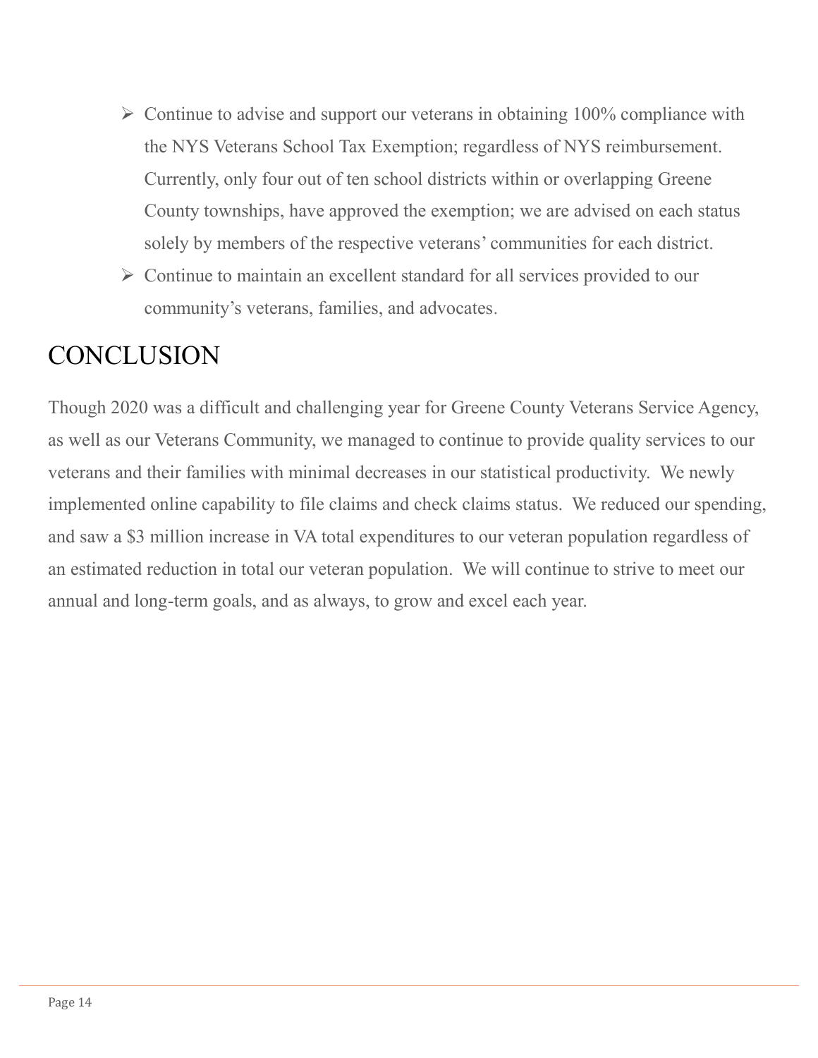- Continue to advise and support our veterans in obtaining 100% compliance with the NYS Veterans School Tax Exemption; regardless of NYS reimbursement. Currently, only four out of ten school districts within or overlapping Greene County townships, have approved the exemption; we are advised on each status solely by members of the respective veterans' communities for each district.
- Continue to maintain an excellent standard for all services provided to our community's veterans, families, and advocates.

# CONCLUSION

Though 2020 was a difficult and challenging year for Greene County Veterans Service Agency, as well as our Veterans Community, we managed to continue to provide quality services to our veterans and their families with minimal decreases in our statistical productivity. We newly implemented online capability to file claims and check claims status. We reduced our spending, and saw a $3 million increase in VA total expenditures to our veteran population regardless of an estimated reduction in total our veteran population. We will continue to strive to meet our annual and long-term goals, and as always, to grow and excel each year.